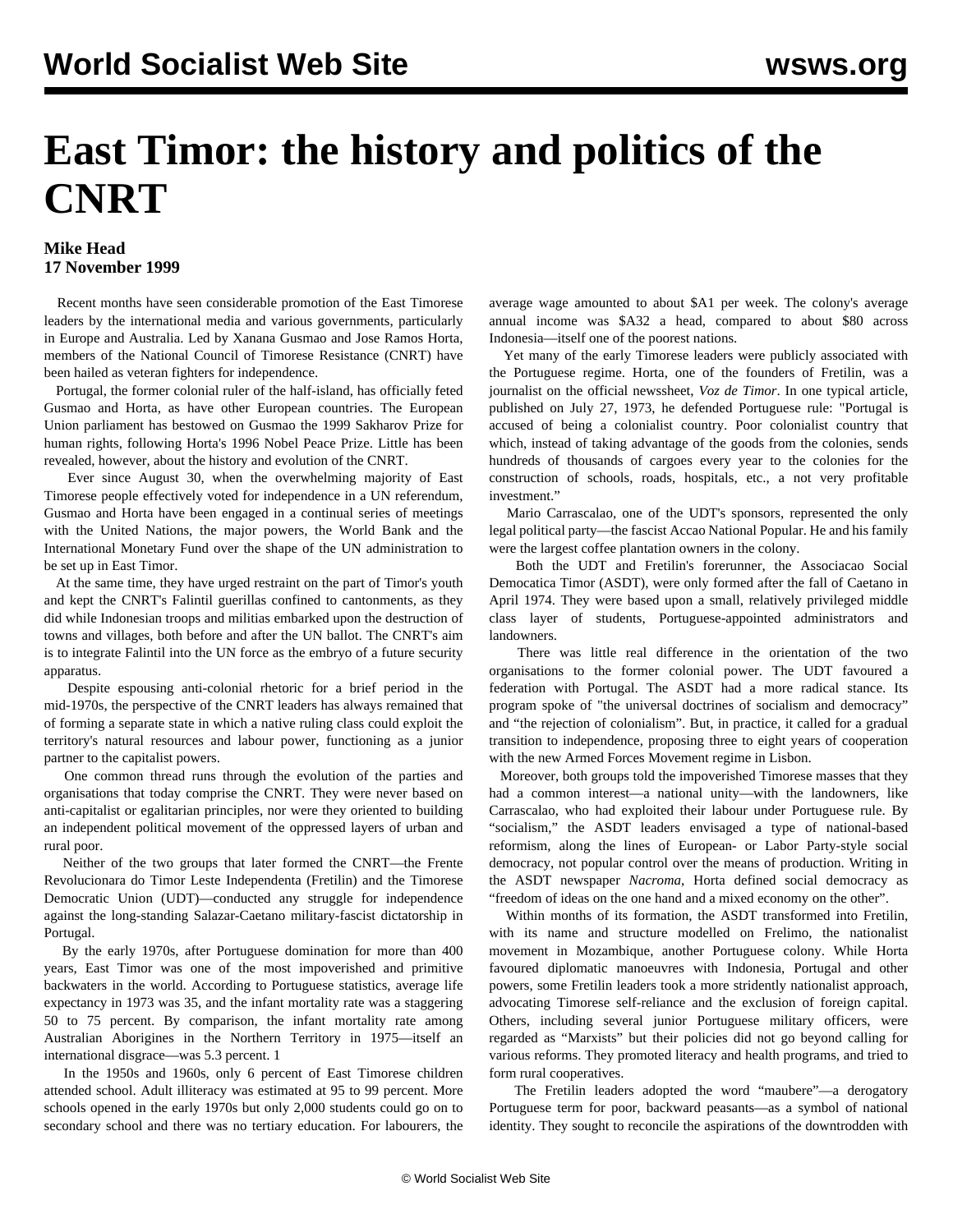# East Timor: the history and politics of the CNRT

**Mike Head**
**17 November 1999**

Recent months have seen considerable promotion of the East Timorese leaders by the international media and various governments, particularly in Europe and Australia. Led by Xanana Gusmao and Jose Ramos Horta, members of the National Council of Timorese Resistance (CNRT) have been hailed as veteran fighters for independence.

Portugal, the former colonial ruler of the half-island, has officially feted Gusmao and Horta, as have other European countries. The European Union parliament has bestowed on Gusmao the 1999 Sakharov Prize for human rights, following Horta's 1996 Nobel Peace Prize. Little has been revealed, however, about the history and evolution of the CNRT.

Ever since August 30, when the overwhelming majority of East Timorese people effectively voted for independence in a UN referendum, Gusmao and Horta have been engaged in a continual series of meetings with the United Nations, the major powers, the World Bank and the International Monetary Fund over the shape of the UN administration to be set up in East Timor.

At the same time, they have urged restraint on the part of Timor's youth and kept the CNRT's Falintil guerillas confined to cantonments, as they did while Indonesian troops and militias embarked upon the destruction of towns and villages, both before and after the UN ballot. The CNRT's aim is to integrate Falintil into the UN force as the embryo of a future security apparatus.

Despite espousing anti-colonial rhetoric for a brief period in the mid-1970s, the perspective of the CNRT leaders has always remained that of forming a separate state in which a native ruling class could exploit the territory's natural resources and labour power, functioning as a junior partner to the capitalist powers.

One common thread runs through the evolution of the parties and organisations that today comprise the CNRT. They were never based on anti-capitalist or egalitarian principles, nor were they oriented to building an independent political movement of the oppressed layers of urban and rural poor.

Neither of the two groups that later formed the CNRT—the Frente Revolucionara do Timor Leste Independenta (Fretilin) and the Timorese Democratic Union (UDT)—conducted any struggle for independence against the long-standing Salazar-Caetano military-fascist dictatorship in Portugal.

By the early 1970s, after Portuguese domination for more than 400 years, East Timor was one of the most impoverished and primitive backwaters in the world. According to Portuguese statistics, average life expectancy in 1973 was 35, and the infant mortality rate was a staggering 50 to 75 percent. By comparison, the infant mortality rate among Australian Aborigines in the Northern Territory in 1975—itself an international disgrace—was 5.3 percent. 1

In the 1950s and 1960s, only 6 percent of East Timorese children attended school. Adult illiteracy was estimated at 95 to 99 percent. More schools opened in the early 1970s but only 2,000 students could go on to secondary school and there was no tertiary education. For labourers, the average wage amounted to about $A1 per week. The colony's average annual income was $A32 a head, compared to about $80 across Indonesia—itself one of the poorest nations.

Yet many of the early Timorese leaders were publicly associated with the Portuguese regime. Horta, one of the founders of Fretilin, was a journalist on the official newssheet, *Voz de Timor*. In one typical article, published on July 27, 1973, he defended Portuguese rule: "Portugal is accused of being a colonialist country. Poor colonialist country that which, instead of taking advantage of the goods from the colonies, sends hundreds of thousands of cargoes every year to the colonies for the construction of schools, roads, hospitals, etc., a not very profitable investment."

Mario Carrascalao, one of the UDT's sponsors, represented the only legal political party—the fascist Accao National Popular. He and his family were the largest coffee plantation owners in the colony.

Both the UDT and Fretilin's forerunner, the Associacao Social Democatica Timor (ASDT), were only formed after the fall of Caetano in April 1974. They were based upon a small, relatively privileged middle class layer of students, Portuguese-appointed administrators and landowners.

There was little real difference in the orientation of the two organisations to the former colonial power. The UDT favoured a federation with Portugal. The ASDT had a more radical stance. Its program spoke of "the universal doctrines of socialism and democracy" and "the rejection of colonialism". But, in practice, it called for a gradual transition to independence, proposing three to eight years of cooperation with the new Armed Forces Movement regime in Lisbon.

Moreover, both groups told the impoverished Timorese masses that they had a common interest—a national unity—with the landowners, like Carrascalao, who had exploited their labour under Portuguese rule. By "socialism," the ASDT leaders envisaged a type of national-based reformism, along the lines of European- or Labor Party-style social democracy, not popular control over the means of production. Writing in the ASDT newspaper *Nacroma*, Horta defined social democracy as "freedom of ideas on the one hand and a mixed economy on the other".

Within months of its formation, the ASDT transformed into Fretilin, with its name and structure modelled on Frelimo, the nationalist movement in Mozambique, another Portuguese colony. While Horta favoured diplomatic manoeuvres with Indonesia, Portugal and other powers, some Fretilin leaders took a more stridently nationalist approach, advocating Timorese self-reliance and the exclusion of foreign capital. Others, including several junior Portuguese military officers, were regarded as "Marxists" but their policies did not go beyond calling for various reforms. They promoted literacy and health programs, and tried to form rural cooperatives.

The Fretilin leaders adopted the word "maubere"—a derogatory Portuguese term for poor, backward peasants—as a symbol of national identity. They sought to reconcile the aspirations of the downtrodden with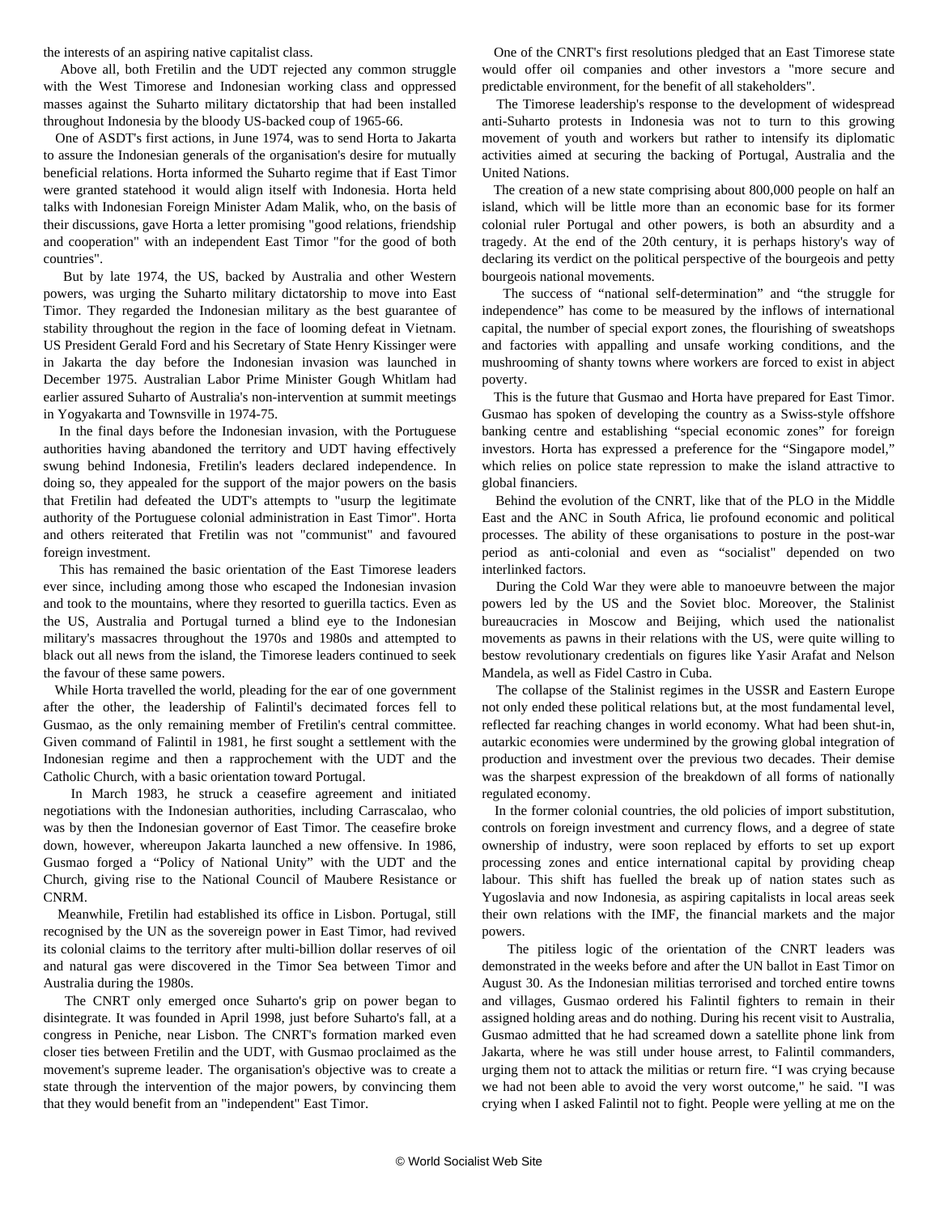the interests of an aspiring native capitalist class.

Above all, both Fretilin and the UDT rejected any common struggle with the West Timorese and Indonesian working class and oppressed masses against the Suharto military dictatorship that had been installed throughout Indonesia by the bloody US-backed coup of 1965-66.

One of ASDT's first actions, in June 1974, was to send Horta to Jakarta to assure the Indonesian generals of the organisation's desire for mutually beneficial relations. Horta informed the Suharto regime that if East Timor were granted statehood it would align itself with Indonesia. Horta held talks with Indonesian Foreign Minister Adam Malik, who, on the basis of their discussions, gave Horta a letter promising "good relations, friendship and cooperation" with an independent East Timor "for the good of both countries".

But by late 1974, the US, backed by Australia and other Western powers, was urging the Suharto military dictatorship to move into East Timor. They regarded the Indonesian military as the best guarantee of stability throughout the region in the face of looming defeat in Vietnam. US President Gerald Ford and his Secretary of State Henry Kissinger were in Jakarta the day before the Indonesian invasion was launched in December 1975. Australian Labor Prime Minister Gough Whitlam had earlier assured Suharto of Australia's non-intervention at summit meetings in Yogyakarta and Townsville in 1974-75.

In the final days before the Indonesian invasion, with the Portuguese authorities having abandoned the territory and UDT having effectively swung behind Indonesia, Fretilin's leaders declared independence. In doing so, they appealed for the support of the major powers on the basis that Fretilin had defeated the UDT's attempts to "usurp the legitimate authority of the Portuguese colonial administration in East Timor". Horta and others reiterated that Fretilin was not "communist" and favoured foreign investment.

This has remained the basic orientation of the East Timorese leaders ever since, including among those who escaped the Indonesian invasion and took to the mountains, where they resorted to guerilla tactics. Even as the US, Australia and Portugal turned a blind eye to the Indonesian military's massacres throughout the 1970s and 1980s and attempted to black out all news from the island, the Timorese leaders continued to seek the favour of these same powers.

While Horta travelled the world, pleading for the ear of one government after the other, the leadership of Falintil's decimated forces fell to Gusmao, as the only remaining member of Fretilin's central committee. Given command of Falintil in 1981, he first sought a settlement with the Indonesian regime and then a rapprochement with the UDT and the Catholic Church, with a basic orientation toward Portugal.

In March 1983, he struck a ceasefire agreement and initiated negotiations with the Indonesian authorities, including Carrascalao, who was by then the Indonesian governor of East Timor. The ceasefire broke down, however, whereupon Jakarta launched a new offensive. In 1986, Gusmao forged a "Policy of National Unity" with the UDT and the Church, giving rise to the National Council of Maubere Resistance or CNRM.

Meanwhile, Fretilin had established its office in Lisbon. Portugal, still recognised by the UN as the sovereign power in East Timor, had revived its colonial claims to the territory after multi-billion dollar reserves of oil and natural gas were discovered in the Timor Sea between Timor and Australia during the 1980s.

The CNRT only emerged once Suharto's grip on power began to disintegrate. It was founded in April 1998, just before Suharto's fall, at a congress in Peniche, near Lisbon. The CNRT's formation marked even closer ties between Fretilin and the UDT, with Gusmao proclaimed as the movement's supreme leader. The organisation's objective was to create a state through the intervention of the major powers, by convincing them that they would benefit from an "independent" East Timor.

One of the CNRT's first resolutions pledged that an East Timorese state would offer oil companies and other investors a "more secure and predictable environment, for the benefit of all stakeholders".

The Timorese leadership's response to the development of widespread anti-Suharto protests in Indonesia was not to turn to this growing movement of youth and workers but rather to intensify its diplomatic activities aimed at securing the backing of Portugal, Australia and the United Nations.

The creation of a new state comprising about 800,000 people on half an island, which will be little more than an economic base for its former colonial ruler Portugal and other powers, is both an absurdity and a tragedy. At the end of the 20th century, it is perhaps history's way of declaring its verdict on the political perspective of the bourgeois and petty bourgeois national movements.

The success of "national self-determination" and "the struggle for independence" has come to be measured by the inflows of international capital, the number of special export zones, the flourishing of sweatshops and factories with appalling and unsafe working conditions, and the mushrooming of shanty towns where workers are forced to exist in abject poverty.

This is the future that Gusmao and Horta have prepared for East Timor. Gusmao has spoken of developing the country as a Swiss-style offshore banking centre and establishing "special economic zones" for foreign investors. Horta has expressed a preference for the "Singapore model," which relies on police state repression to make the island attractive to global financiers.

Behind the evolution of the CNRT, like that of the PLO in the Middle East and the ANC in South Africa, lie profound economic and political processes. The ability of these organisations to posture in the post-war period as anti-colonial and even as "socialist" depended on two interlinked factors.

During the Cold War they were able to manoeuvre between the major powers led by the US and the Soviet bloc. Moreover, the Stalinist bureaucracies in Moscow and Beijing, which used the nationalist movements as pawns in their relations with the US, were quite willing to bestow revolutionary credentials on figures like Yasir Arafat and Nelson Mandela, as well as Fidel Castro in Cuba.

The collapse of the Stalinist regimes in the USSR and Eastern Europe not only ended these political relations but, at the most fundamental level, reflected far reaching changes in world economy. What had been shut-in, autarkic economies were undermined by the growing global integration of production and investment over the previous two decades. Their demise was the sharpest expression of the breakdown of all forms of nationally regulated economy.

In the former colonial countries, the old policies of import substitution, controls on foreign investment and currency flows, and a degree of state ownership of industry, were soon replaced by efforts to set up export processing zones and entice international capital by providing cheap labour. This shift has fuelled the break up of nation states such as Yugoslavia and now Indonesia, as aspiring capitalists in local areas seek their own relations with the IMF, the financial markets and the major powers.

The pitiless logic of the orientation of the CNRT leaders was demonstrated in the weeks before and after the UN ballot in East Timor on August 30. As the Indonesian militias terrorised and torched entire towns and villages, Gusmao ordered his Falintil fighters to remain in their assigned holding areas and do nothing. During his recent visit to Australia, Gusmao admitted that he had screamed down a satellite phone link from Jakarta, where he was still under house arrest, to Falintil commanders, urging them not to attack the militias or return fire. "I was crying because we had not been able to avoid the very worst outcome," he said. "I was crying when I asked Falintil not to fight. People were yelling at me on the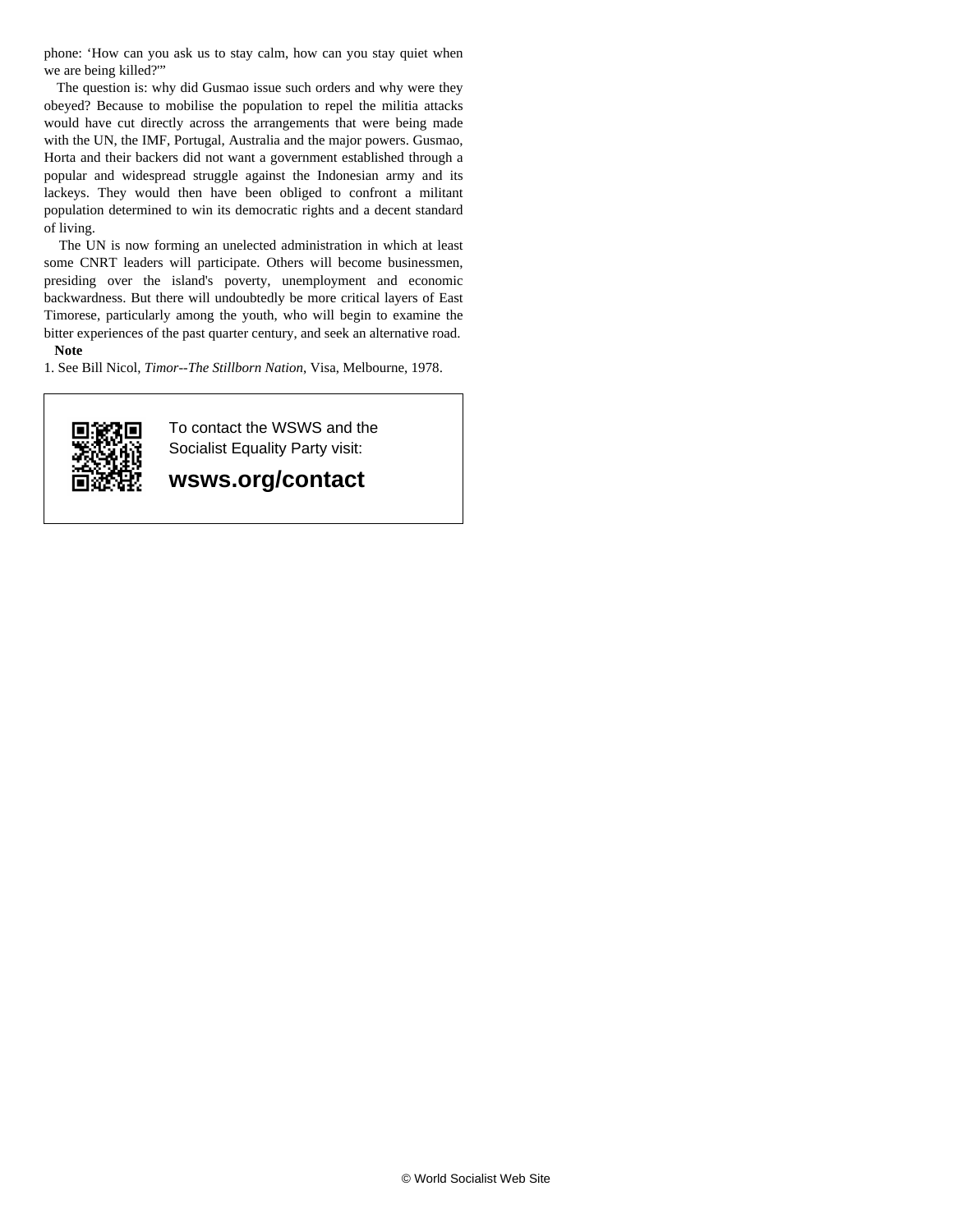phone: 'How can you ask us to stay calm, how can you stay quiet when we are being killed?'"

The question is: why did Gusmao issue such orders and why were they obeyed? Because to mobilise the population to repel the militia attacks would have cut directly across the arrangements that were being made with the UN, the IMF, Portugal, Australia and the major powers. Gusmao, Horta and their backers did not want a government established through a popular and widespread struggle against the Indonesian army and its lackeys. They would then have been obliged to confront a militant population determined to win its democratic rights and a decent standard of living.

The UN is now forming an unelected administration in which at least some CNRT leaders will participate. Others will become businessmen, presiding over the island's poverty, unemployment and economic backwardness. But there will undoubtedly be more critical layers of East Timorese, particularly among the youth, who will begin to examine the bitter experiences of the past quarter century, and seek an alternative road.

**Note**

1. See Bill Nicol, *Timor--The Stillborn Nation*, Visa, Melbourne, 1978.

To contact the WSWS and the Socialist Equality Party visit:

**wsws.org/contact**